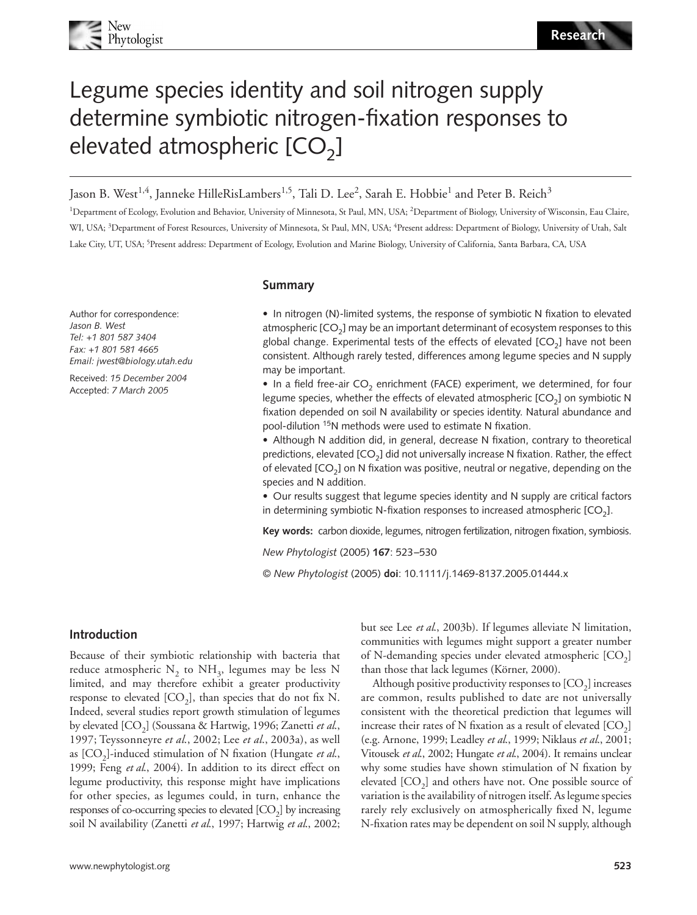# Legume species identity and soil nitrogen supply determine symbiotic nitrogen-fixation responses to elevated atmospheric [$CO_2$]

Jason B. West[1,4], Janneke HilleRisLambers[1,5], Tali D. Lee[2], Sarah E. Hobbie[1] and Peter B. Reich[3]

[1]Department of Ecology, Evolution and Behavior, University of Minnesota, St Paul, MN, USA; [2]Department of Biology, University of Wisconsin, Eau Claire, WI, USA; [3]Department of Forest Resources, University of Minnesota, St Paul, MN, USA; [4]Present address: Department of Biology, University of Utah, Salt Lake City, UT, USA; [5]Present address: Department of Ecology, Evolution and Marine Biology, University of California, Santa Barbara, CA, USA

Author for correspondence:
*Jason B. West*
*Tel: +1 801 587 3404*
*Fax: +1 801 581 4665*
*Email: jwest@biology.utah.edu*

Received: *15 December 2004*
Accepted: *7 March 2005*

## Summary

- In nitrogen (N)-limited systems, the response of symbiotic N fixation to elevated atmospheric [$CO_2$] may be an important determinant of ecosystem responses to this global change. Experimental tests of the effects of elevated [$CO_2$] have not been consistent. Although rarely tested, differences among legume species and N supply may be important.
- In a field free-air $CO_2$ enrichment (FACE) experiment, we determined, for four legume species, whether the effects of elevated atmospheric [$CO_2$] on symbiotic N fixation depended on soil N availability or species identity. Natural abundance and pool-dilution $^{15}N$ methods were used to estimate N fixation.
- Although N addition did, in general, decrease N fixation, contrary to theoretical predictions, elevated [$CO_2$] did not universally increase N fixation. Rather, the effect of elevated [$CO_2$] on N fixation was positive, neutral or negative, depending on the species and N addition.
- Our results suggest that legume species identity and N supply are critical factors in determining symbiotic N-fixation responses to increased atmospheric [$CO_2$].

**Key words:** carbon dioxide, legumes, nitrogen fertilization, nitrogen fixation, symbiosis.

*New Phytologist* (2005) **167**: 523–530

© *New Phytologist* (2005) **doi**: 10.1111/j.1469-8137.2005.01444.x

## Introduction

Because of their symbiotic relationship with bacteria that reduce atmospheric $N_2$ to $NH_3$, legumes may be less N limited, and may therefore exhibit a greater productivity response to elevated [$CO_2$], than species that do not fix N. Indeed, several studies report growth stimulation of legumes by elevated [$CO_2$] (Soussana & Hartwig, 1996; Zanetti *et al.*, 1997; Teyssonneyre *et al.*, 2002; Lee *et al.*, 2003a), as well as [$CO_2$]-induced stimulation of N fixation (Hungate *et al.*, 1999; Feng *et al.*, 2004). In addition to its direct effect on legume productivity, this response might have implications for other species, as legumes could, in turn, enhance the responses of co-occurring species to elevated [$CO_2$] by increasing soil N availability (Zanetti *et al.*, 1997; Hartwig *et al.*, 2002; but see Lee *et al.*, 2003b). If legumes alleviate N limitation, communities with legumes might support a greater number of N-demanding species under elevated atmospheric [$CO_2$] than those that lack legumes (Körner, 2000).

Although positive productivity responses to [$CO_2$] increases are common, results published to date are not universally consistent with the theoretical prediction that legumes will increase their rates of N fixation as a result of elevated [$CO_2$] (e.g. Arnone, 1999; Leadley *et al.*, 1999; Niklaus *et al.*, 2001; Vitousek *et al.*, 2002; Hungate *et al.*, 2004). It remains unclear why some studies have shown stimulation of N fixation by elevated [$CO_2$] and others have not. One possible source of variation is the availability of nitrogen itself. As legume species rarely rely exclusively on atmospherically fixed N, legume N-fixation rates may be dependent on soil N supply, although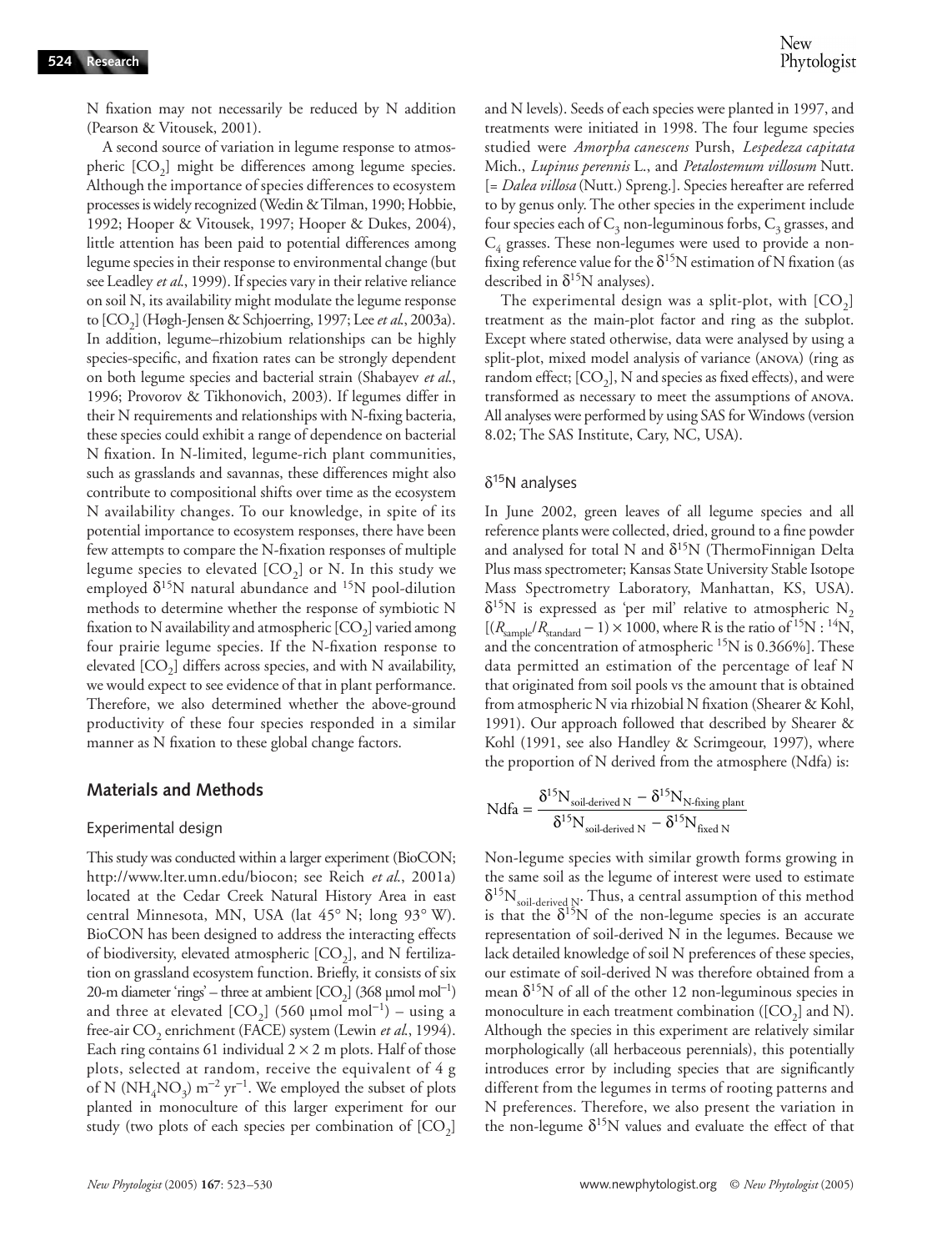N fixation may not necessarily be reduced by N addition (Pearson & Vitousek, 2001).

A second source of variation in legume response to atmospheric [$CO_2$] might be differences among legume species. Although the importance of species differences to ecosystem processes is widely recognized (Wedin & Tilman, 1990; Hobbie, 1992; Hooper & Vitousek, 1997; Hooper & Dukes, 2004), little attention has been paid to potential differences among legume species in their response to environmental change (but see Leadley *et al*., 1999). If species vary in their relative reliance on soil N, its availability might modulate the legume response to [$CO_2$] (Høgh-Jensen & Schjoerring, 1997; Lee *et al*., 2003a). In addition, legume–rhizobium relationships can be highly species-specific, and fixation rates can be strongly dependent on both legume species and bacterial strain (Shabayev *et al*., 1996; Provorov & Tikhonovich, 2003). If legumes differ in their N requirements and relationships with N-fixing bacteria, these species could exhibit a range of dependence on bacterial N fixation. In N-limited, legume-rich plant communities, such as grasslands and savannas, these differences might also contribute to compositional shifts over time as the ecosystem N availability changes. To our knowledge, in spite of its potential importance to ecosystem responses, there have been few attempts to compare the N-fixation responses of multiple legume species to elevated [$CO_2$] or N. In this study we employed $\delta^{15}N$ natural abundance and $^{15}N$ pool-dilution methods to determine whether the response of symbiotic N fixation to N availability and atmospheric [$CO_2$] varied among four prairie legume species. If the N-fixation response to elevated [$CO_2$] differs across species, and with N availability, we would expect to see evidence of that in plant performance. Therefore, we also determined whether the above-ground productivity of these four species responded in a similar manner as N fixation to these global change factors.

## Materials and Methods

### Experimental design

This study was conducted within a larger experiment (BioCON; http://www.lter.umn.edu/biocon; see Reich *et al*., 2001a) located at the Cedar Creek Natural History Area in east central Minnesota, MN, USA (lat 45° N; long 93° W). BioCON has been designed to address the interacting effects of biodiversity, elevated atmospheric [$CO_2$], and N fertilization on grassland ecosystem function. Briefly, it consists of six 20-m diameter 'rings' – three at ambient [$CO_2$] (368 μmol mol$^{-1}$) and three at elevated [$CO_2$] (560 μmol mol$^{-1}$) – using a free-air $CO_2$ enrichment (FACE) system (Lewin *et al*., 1994). Each ring contains 61 individual 2 × 2 m plots. Half of those plots, selected at random, receive the equivalent of 4 g of N ($NH_4NO_3$) m$^{-2}$ yr$^{-1}$. We employed the subset of plots planted in monoculture of this larger experiment for our study (two plots of each species per combination of [$CO_2$] and N levels). Seeds of each species were planted in 1997, and treatments were initiated in 1998. The four legume species studied were *Amorpha canescens* Pursh, *Lespedeza capitata* Mich., *Lupinus perennis* L., and *Petalostemum villosum* Nutt. [= *Dalea villosa* (Nutt.) Spreng.]. Species hereafter are referred to by genus only. The other species in the experiment include four species each of $C_3$ non-leguminous forbs, $C_3$ grasses, and $C_4$ grasses. These non-legumes were used to provide a non-fixing reference value for the $\delta^{15}N$ estimation of N fixation (as described in $\delta^{15}N$ analyses).

The experimental design was a split-plot, with [$CO_2$] treatment as the main-plot factor and ring as the subplot. Except where stated otherwise, data were analysed by using a split-plot, mixed model analysis of variance (ANOVA) (ring as random effect; [$CO_2$], N and species as fixed effects), and were transformed as necessary to meet the assumptions of ANOVA. All analyses were performed by using SAS for Windows (version 8.02; The SAS Institute, Cary, NC, USA).

### $\delta^{15}N$ analyses

In June 2002, green leaves of all legume species and all reference plants were collected, dried, ground to a fine powder and analysed for total N and $\delta^{15}N$ (ThermoFinnigan Delta Plus mass spectrometer; Kansas State University Stable Isotope Mass Spectrometry Laboratory, Manhattan, KS, USA). $\delta^{15}N$ is expressed as 'per mil' relative to atmospheric $N_2$ [$(R_{sample}/R_{standard} - 1) \times 1000$, where R is the ratio of $^{15}N$ : $^{14}N$, and the concentration of atmospheric $^{15}N$ is 0.366%]. These data permitted an estimation of the percentage of leaf N that originated from soil pools vs the amount that is obtained from atmospheric N via rhizobial N fixation (Shearer & Kohl, 1991). Our approach followed that described by Shearer & Kohl (1991, see also Handley & Scrimgeour, 1997), where the proportion of N derived from the atmosphere (Ndfa) is:

$$\text{Ndfa} = \frac{\delta^{15}\text{N}_{\text{soil-derived N}} - \delta^{15}\text{N}_{\text{N-fixing plant}}}{\delta^{15}\text{N}_{\text{soil-derived N}} - \delta^{15}\text{N}_{\text{fixed N}}}$$

Non-legume species with similar growth forms growing in the same soil as the legume of interest were used to estimate $\delta^{15}N_{\text{soil-derived N}}$. Thus, a central assumption of this method is that the $\delta^{15}N$ of the non-legume species is an accurate representation of soil-derived N in the legumes. Because we lack detailed knowledge of soil N preferences of these species, our estimate of soil-derived N was therefore obtained from a mean $\delta^{15}N$ of all of the other 12 non-leguminous species in monoculture in each treatment combination ([$CO_2$] and N). Although the species in this experiment are relatively similar morphologically (all herbaceous perennials), this potentially introduces error by including species that are significantly different from the legumes in terms of rooting patterns and N preferences. Therefore, we also present the variation in the non-legume $\delta^{15}N$ values and evaluate the effect of that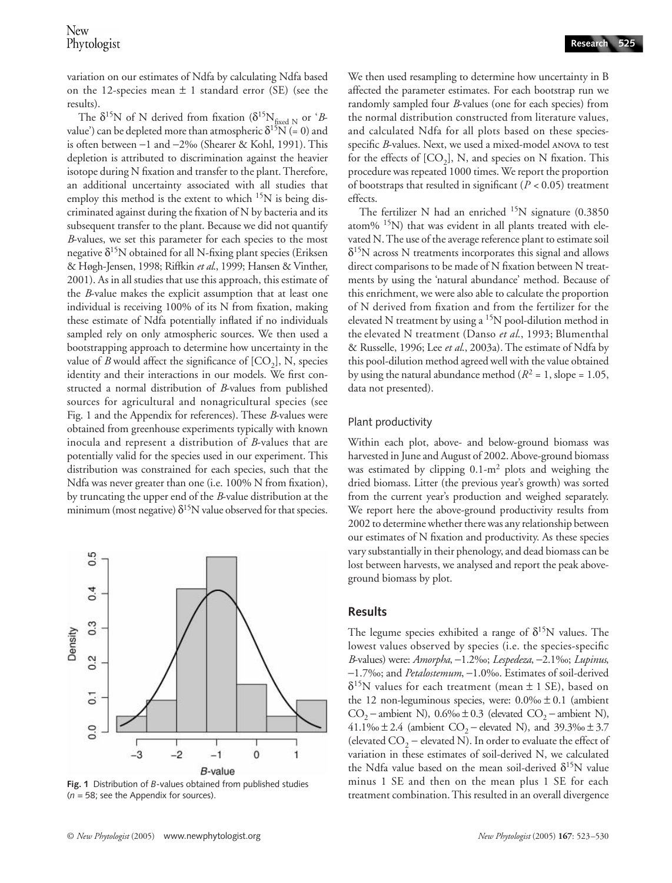variation on our estimates of Ndfa by calculating Ndfa based on the 12-species mean ± 1 standard error (SE) (see the results).

The $\delta^{15}N$ of N derived from fixation ($\delta^{15}N_{fixed\ N}$ or '*B*-value') can be depleted more than atmospheric $\delta^{15}N$ (= 0) and is often between −1 and −2‰ (Shearer & Kohl, 1991). This depletion is attributed to discrimination against the heavier isotope during N fixation and transfer to the plant. Therefore, an additional uncertainty associated with all studies that employ this method is the extent to which $^{15}N$ is being discriminated against during the fixation of N by bacteria and its subsequent transfer to the plant. Because we did not quantify *B*-values, we set this parameter for each species to the most negative $\delta^{15}N$ obtained for all N-fixing plant species (Eriksen & Høgh-Jensen, 1998; Riffkin *et al.*, 1999; Hansen & Vinther, 2001). As in all studies that use this approach, this estimate of the *B*-value makes the explicit assumption that at least one individual is receiving 100% of its N from fixation, making these estimate of Ndfa potentially inflated if no individuals sampled rely on only atmospheric sources. We then used a bootstrapping approach to determine how uncertainty in the value of *B* would affect the significance of $[CO_2]$, N, species identity and their interactions in our models. We first constructed a normal distribution of *B*-values from published sources for agricultural and nonagricultural species (see Fig. 1 and the Appendix for references). These *B*-values were obtained from greenhouse experiments typically with known inocula and represent a distribution of *B*-values that are potentially valid for the species used in our experiment. This distribution was constrained for each species, such that the Ndfa was never greater than one (i.e. 100% N from fixation), by truncating the upper end of the *B*-value distribution at the minimum (most negative) $\delta^{15}N$ value observed for that species.

**Fig. 1** Distribution of *B*-values obtained from published studies ($n$ = 58; see the Appendix for sources).

We then used resampling to determine how uncertainty in B affected the parameter estimates. For each bootstrap run we randomly sampled four *B*-values (one for each species) from the normal distribution constructed from literature values, and calculated Ndfa for all plots based on these species-specific *B*-values. Next, we used a mixed-model ANOVA to test for the effects of $[CO_2]$, N, and species on N fixation. This procedure was repeated 1000 times. We report the proportion of bootstraps that resulted in significant ($P < 0.05$) treatment effects.

The fertilizer N had an enriched $^{15}N$ signature (0.3850 atom% $^{15}N$) that was evident in all plants treated with elevated N. The use of the average reference plant to estimate soil $\delta^{15}N$ across N treatments incorporates this signal and allows direct comparisons to be made of N fixation between N treatments by using the 'natural abundance' method. Because of this enrichment, we were also able to calculate the proportion of N derived from fixation and from the fertilizer for the elevated N treatment by using a $^{15}N$ pool-dilution method in the elevated N treatment (Danso *et al.*, 1993; Blumenthal & Russelle, 1996; Lee *et al.*, 2003a). The estimate of Ndfa by this pool-dilution method agreed well with the value obtained by using the natural abundance method ($R^2$ = 1, slope = 1.05, data not presented).

### Plant productivity

Within each plot, above- and below-ground biomass was harvested in June and August of 2002. Above-ground biomass was estimated by clipping 0.1-m² plots and weighing the dried biomass. Litter (the previous year's growth) was sorted from the current year's production and weighed separately. We report here the above-ground productivity results from 2002 to determine whether there was any relationship between our estimates of N fixation and productivity. As these species vary substantially in their phenology, and dead biomass can be lost between harvests, we analysed and report the peak above-ground biomass by plot.

## Results

The legume species exhibited a range of $\delta^{15}N$ values. The lowest values observed by species (i.e. the species-specific *B*-values) were: *Amorpha*, −1.2‰; *Lespedeza*, −2.1‰; *Lupinus*, −1.7‰; and *Petalostemum*, −1.0‰. Estimates of soil-derived $\delta^{15}N$ values for each treatment (mean ± 1 SE), based on the 12 non-leguminous species, were: 0.0‰ ± 0.1 (ambient $CO_2$ – ambient N), 0.6‰ ± 0.3 (elevated $CO_2$ – ambient N), 41.1‰ ± 2.4 (ambient $CO_2$ – elevated N), and 39.3‰ ± 3.7 (elevated $CO_2$ – elevated N). In order to evaluate the effect of variation in these estimates of soil-derived N, we calculated the Ndfa value based on the mean soil-derived $\delta^{15}N$ value minus 1 SE and then on the mean plus 1 SE for each treatment combination. This resulted in an overall divergence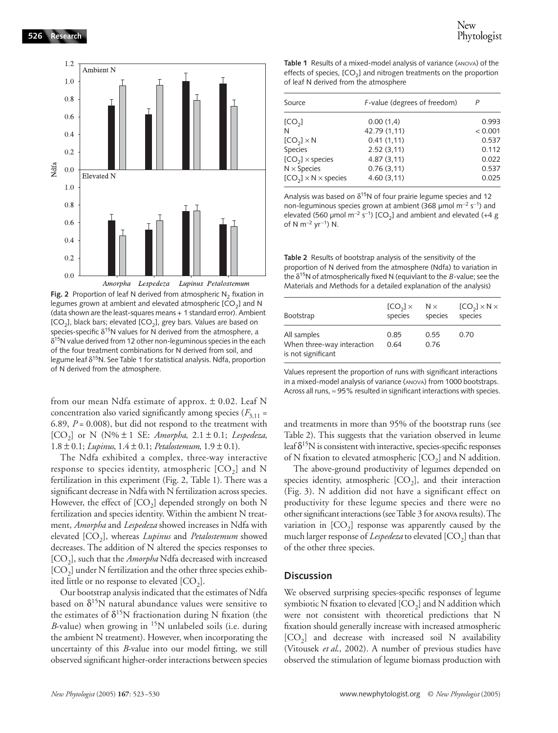**Fig. 2** Proportion of leaf N derived from atmospheric $N_2$ fixation in legumes grown at ambient and elevated atmospheric $[CO_2]$ and N (data shown are the least-squares means + 1 standard error). Ambient $[CO_2]$, black bars; elevated $[CO_2]$, grey bars. Values are based on species-specific $\delta^{15}N$ values for N derived from the atmosphere, a $\delta^{15}N$ value derived from 12 other non-leguminous species in the each of the four treatment combinations for N derived from soil, and legume leaf $\delta^{15}N$. See Table 1 for statistical analysis. Ndfa, proportion of N derived from the atmosphere.

from our mean Ndfa estimate of approx. ± 0.02. Leaf N concentration also varied significantly among species ($F_{3,11}$ = 6.89, $P$ = 0.008), but did not respond to the treatment with $[CO_2]$ or N (N% ± 1 SE: *Amorpha*, 2.1 ± 0.1; *Lespedeza*, 1.8 ± 0.1; *Lupinus*, 1.4 ± 0.1; *Petalostemum*, 1.9 ± 0.1).

The Ndfa exhibited a complex, three-way interactive response to species identity, atmospheric $[CO_2]$ and N fertilization in this experiment (Fig. 2, Table 1). There was a significant decrease in Ndfa with N fertilization across species. However, the effect of $[CO_2]$ depended strongly on both N fertilization and species identity. Within the ambient N treatment, *Amorpha* and *Lespedeza* showed increases in Ndfa with elevated $[CO_2]$, whereas *Lupinus* and *Petalostemum* showed decreases. The addition of N altered the species responses to $[CO_2]$, such that the *Amorpha* Ndfa decreased with increased $[CO_2]$ under N fertilization and the other three species exhibited little or no response to elevated $[CO_2]$.

Our bootstrap analysis indicated that the estimates of Ndfa based on $\delta^{15}N$ natural abundance values were sensitive to the estimates of $\delta^{15}N$ fractionation during N fixation (the *B*-value) when growing in $^{15}N$ unlabeled soils (i.e. during the ambient N treatment). However, when incorporating the uncertainty of this *B*-value into our model fitting, we still observed significant higher-order interactions between species and treatments in more than 95% of the bootstrap runs (see Table 2). This suggests that the variation observed in leume leaf $\delta^{15}N$ is consistent with interactive, species-specific responses of N fixation to elevated atmospheric $[CO_2]$ and N addition.

The above-ground productivity of legumes depended on species identity, atmospheric $[CO_2]$, and their interaction (Fig. 3). N addition did not have a significant effect on productivity for these legume species and there were no other significant interactions (see Table 3 for ANOVA results). The variation in $[CO_2]$ response was apparently caused by the much larger response of *Lespedeza* to elevated $[CO_2]$ than that of the other three species.

**Table 1** Results of a mixed-model analysis of variance (ANOVA) of the effects of species, $[CO_2]$ and nitrogen treatments on the proportion of leaf N derived from the atmosphere

| Source | *F*-value (degrees of freedom) | *P* |
|---|---|---|
| $[CO_2]$ | 0.00 (1,4) | 0.993 |
| N | 42.79 (1,11) | < 0.001 |
| $[CO_2]$ × N | 0.41 (1,11) | 0.537 |
| Species | 2.52 (3,11) | 0.112 |
| $[CO_2]$ × species | 4.87 (3,11) | 0.022 |
| N × Species | 0.76 (3,11) | 0.537 |
| $[CO_2]$ × N × species | 4.60 (3,11) | 0.025 |

Analysis was based on $\delta^{15}N$ of four prairie legume species and 12 non-leguminous species grown at ambient (368 µmol $m^{-2}$ $s^{-1}$) and elevated (560 µmol $m^{-2}$ $s^{-1}$) $[CO_2]$ and ambient and elevated (+4 g of N $m^{-2}$ $yr^{-1}$) N.

**Table 2** Results of bootstrap analysis of the sensitivity of the proportion of N derived from the atmosphere (Ndfa) to variation in the $\delta^{15}N$ of atmospherically fixed N (equivlant to the *B*-value; see the Materials and Methods for a detailed explanation of the analysis)

| Bootstrap | $[CO_2]$ × species | N × species | $[CO_2]$ × N × species |
|---|---|---|---|
| All samples | 0.85 | 0.55 | 0.70 |
| When three-way interaction is not significant | 0.64 | 0.76 | |

Values represent the proportion of runs with significant interactions in a mixed-model analysis of variance (ANOVA) from 1000 bootstraps. Across all runs, ≈ 95% resulted in significant interactions with species.

## Discussion

We observed surprising species-specific responses of legume symbiotic N fixation to elevated $[CO_2]$ and N addition which were not consistent with theoretical predictions that N fixation should generally increase with increased atmospheric $[CO_2]$ and decrease with increased soil N availability (Vitousek *et al.*, 2002). A number of previous studies have observed the stimulation of legume biomass production with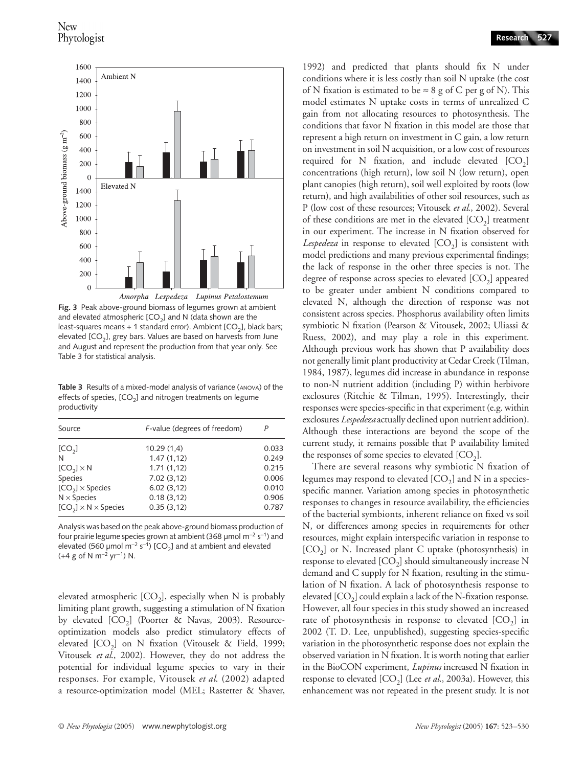Fig. 3 Peak above-ground biomass of legumes grown at ambient and elevated atmospheric [$CO_2$] and N (data shown are the least-squares means + 1 standard error). Ambient [$CO_2$], black bars; elevated [$CO_2$], grey bars. Values are based on harvests from June and August and represent the production from that year only. See Table 3 for statistical analysis.

**Table 3** Results of a mixed-model analysis of variance (ANOVA) of the effects of species, [$CO_2$] and nitrogen treatments on legume productivity

| Source | *F*-value (degrees of freedom) | *P* |
|---|---|---|
| [$CO_2$] | 10.29 (1,4) | 0.033 |
| N | 1.47 (1,12) | 0.249 |
| [$CO_2$] × N | 1.71 (1,12) | 0.215 |
| Species | 7.02 (3,12) | 0.006 |
| [$CO_2$] × Species | 6.02 (3,12) | 0.010 |
| N × Species | 0.18 (3,12) | 0.906 |
| [$CO_2$] × N × Species | 0.35 (3,12) | 0.787 |

Analysis was based on the peak above-ground biomass production of four prairie legume species grown at ambient (368 µmol $m^{-2}$ $s^{-1}$) and elevated (560 µmol $m^{-2}$ $s^{-1}$) [$CO_2$] and at ambient and elevated (+4 g of N $m^{-2}$ $yr^{-1}$) N.

elevated atmospheric [$CO_2$], especially when N is probably limiting plant growth, suggesting a stimulation of N fixation by elevated [$CO_2$] (Poorter & Navas, 2003). Resource-optimization models also predict stimulatory effects of elevated [$CO_2$] on N fixation (Vitousek & Field, 1999; Vitousek *et al.*, 2002). However, they do not address the potential for individual legume species to vary in their responses. For example, Vitousek *et al.* (2002) adapted a resource-optimization model (MEL; Rastetter & Shaver, 1992) and predicted that plants should fix N under conditions where it is less costly than soil N uptake (the cost of N fixation is estimated to be ≈ 8 g of C per g of N). This model estimates N uptake costs in terms of unrealized C gain from not allocating resources to photosynthesis. The conditions that favor N fixation in this model are those that represent a high return on investment in C gain, a low return on investment in soil N acquisition, or a low cost of resources required for N fixation, and include elevated [$CO_2$] concentrations (high return), low soil N (low return), open plant canopies (high return), soil well exploited by roots (low return), and high availabilities of other soil resources, such as P (low cost of these resources; Vitousek *et al.*, 2002). Several of these conditions are met in the elevated [$CO_2$] treatment in our experiment. The increase in N fixation observed for *Lespedeza* in response to elevated [$CO_2$] is consistent with model predictions and many previous experimental findings; the lack of response in the other three species is not. The degree of response across species to elevated [$CO_2$] appeared to be greater under ambient N conditions compared to elevated N, although the direction of response was not consistent across species. Phosphorus availability often limits symbiotic N fixation (Pearson & Vitousek, 2002; Uliassi & Ruess, 2002), and may play a role in this experiment. Although previous work has shown that P availability does not generally limit plant productivity at Cedar Creek (Tilman, 1984, 1987), legumes did increase in abundance in response to non-N nutrient addition (including P) within herbivore exclosures (Ritchie & Tilman, 1995). Interestingly, their responses were species-specific in that experiment (e.g. within exclosures *Lespedeza* actually declined upon nutrient addition). Although these interactions are beyond the scope of the current study, it remains possible that P availability limited the responses of some species to elevated [$CO_2$].

There are several reasons why symbiotic N fixation of legumes may respond to elevated [$CO_2$] and N in a species-specific manner. Variation among species in photosynthetic responses to changes in resource availability, the efficiencies of the bacterial symbionts, inherent reliance on fixed vs soil N, or differences among species in requirements for other resources, might explain interspecific variation in response to [$CO_2$] or N. Increased plant C uptake (photosynthesis) in response to elevated [$CO_2$] should simultaneously increase N demand and C supply for N fixation, resulting in the stimulation of N fixation. A lack of photosynthesis response to elevated [$CO_2$] could explain a lack of the N-fixation response. However, all four species in this study showed an increased rate of photosynthesis in response to elevated [$CO_2$] in 2002 (T. D. Lee, unpublished), suggesting species-specific variation in the photosynthetic response does not explain the observed variation in N fixation. It is worth noting that earlier in the BioCON experiment, *Lupinus* increased N fixation in response to elevated [$CO_2$] (Lee *et al.*, 2003a). However, this enhancement was not repeated in the present study. It is not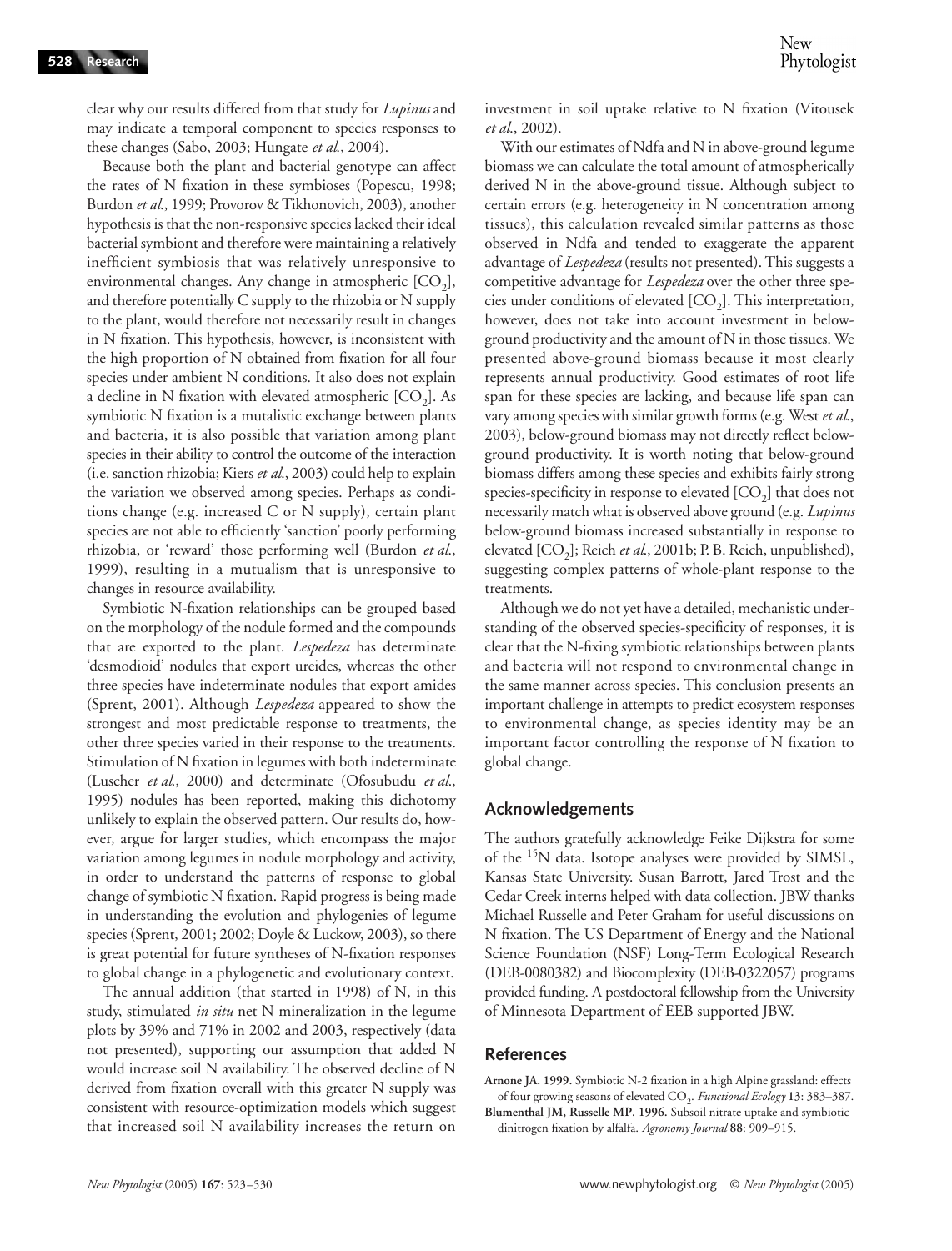clear why our results differed from that study for *Lupinus* and may indicate a temporal component to species responses to these changes (Sabo, 2003; Hungate *et al*., 2004).

Because both the plant and bacterial genotype can affect the rates of N fixation in these symbioses (Popescu, 1998; Burdon *et al*., 1999; Provorov & Tikhonovich, 2003), another hypothesis is that the non-responsive species lacked their ideal bacterial symbiont and therefore were maintaining a relatively inefficient symbiosis that was relatively unresponsive to environmental changes. Any change in atmospheric [$CO_2$], and therefore potentially C supply to the rhizobia or N supply to the plant, would therefore not necessarily result in changes in N fixation. This hypothesis, however, is inconsistent with the high proportion of N obtained from fixation for all four species under ambient N conditions. It also does not explain a decline in N fixation with elevated atmospheric [$CO_2$]. As symbiotic N fixation is a mutalistic exchange between plants and bacteria, it is also possible that variation among plant species in their ability to control the outcome of the interaction (i.e. sanction rhizobia; Kiers *et al*., 2003) could help to explain the variation we observed among species. Perhaps as conditions change (e.g. increased C or N supply), certain plant species are not able to efficiently 'sanction' poorly performing rhizobia, or 'reward' those performing well (Burdon *et al*., 1999), resulting in a mutualism that is unresponsive to changes in resource availability.

Symbiotic N-fixation relationships can be grouped based on the morphology of the nodule formed and the compounds that are exported to the plant. *Lespedeza* has determinate 'desmodioid' nodules that export ureides, whereas the other three species have indeterminate nodules that export amides (Sprent, 2001). Although *Lespedeza* appeared to show the strongest and most predictable response to treatments, the other three species varied in their response to the treatments. Stimulation of N fixation in legumes with both indeterminate (Luscher *et al*., 2000) and determinate (Ofosubudu *et al*., 1995) nodules has been reported, making this dichotomy unlikely to explain the observed pattern. Our results do, however, argue for larger studies, which encompass the major variation among legumes in nodule morphology and activity, in order to understand the patterns of response to global change of symbiotic N fixation. Rapid progress is being made in understanding the evolution and phylogenies of legume species (Sprent, 2001; 2002; Doyle & Luckow, 2003), so there is great potential for future syntheses of N-fixation responses to global change in a phylogenetic and evolutionary context.

The annual addition (that started in 1998) of N, in this study, stimulated *in situ* net N mineralization in the legume plots by 39% and 71% in 2002 and 2003, respectively (data not presented), supporting our assumption that added N would increase soil N availability. The observed decline of N derived from fixation overall with this greater N supply was consistent with resource-optimization models which suggest that increased soil N availability increases the return on investment in soil uptake relative to N fixation (Vitousek *et al*., 2002).

With our estimates of Ndfa and N in above-ground legume biomass we can calculate the total amount of atmospherically derived N in the above-ground tissue. Although subject to certain errors (e.g. heterogeneity in N concentration among tissues), this calculation revealed similar patterns as those observed in Ndfa and tended to exaggerate the apparent advantage of *Lespedeza* (results not presented). This suggests a competitive advantage for *Lespedeza* over the other three species under conditions of elevated [$CO_2$]. This interpretation, however, does not take into account investment in below-ground productivity and the amount of N in those tissues. We presented above-ground biomass because it most clearly represents annual productivity. Good estimates of root life span for these species are lacking, and because life span can vary among species with similar growth forms (e.g. West *et al*., 2003), below-ground biomass may not directly reflect below-ground productivity. It is worth noting that below-ground biomass differs among these species and exhibits fairly strong species-specificity in response to elevated [$CO_2$] that does not necessarily match what is observed above ground (e.g. *Lupinus* below-ground biomass increased substantially in response to elevated [$CO_2$]; Reich *et al*., 2001b; P. B. Reich, unpublished), suggesting complex patterns of whole-plant response to the treatments.

Although we do not yet have a detailed, mechanistic understanding of the observed species-specificity of responses, it is clear that the N-fixing symbiotic relationships between plants and bacteria will not respond to environmental change in the same manner across species. This conclusion presents an important challenge in attempts to predict ecosystem responses to environmental change, as species identity may be an important factor controlling the response of N fixation to global change.

## Acknowledgements

The authors gratefully acknowledge Feike Dijkstra for some of the $^{15}N$ data. Isotope analyses were provided by SIMSL, Kansas State University. Susan Barrott, Jared Trost and the Cedar Creek interns helped with data collection. JBW thanks Michael Russelle and Peter Graham for useful discussions on N fixation. The US Department of Energy and the National Science Foundation (NSF) Long-Term Ecological Research (DEB-0080382) and Biocomplexity (DEB-0322057) programs provided funding. A postdoctoral fellowship from the University of Minnesota Department of EEB supported JBW.

## References

**Arnone JA. 1999.** Symbiotic N-2 fixation in a high Alpine grassland: effects of four growing seasons of elevated $CO_2$. *Functional Ecology* **13**: 383–387.

**Blumenthal JM, Russelle MP. 1996.** Subsoil nitrate uptake and symbiotic dinitrogen fixation by alfalfa. *Agronomy Journal* **88**: 909–915.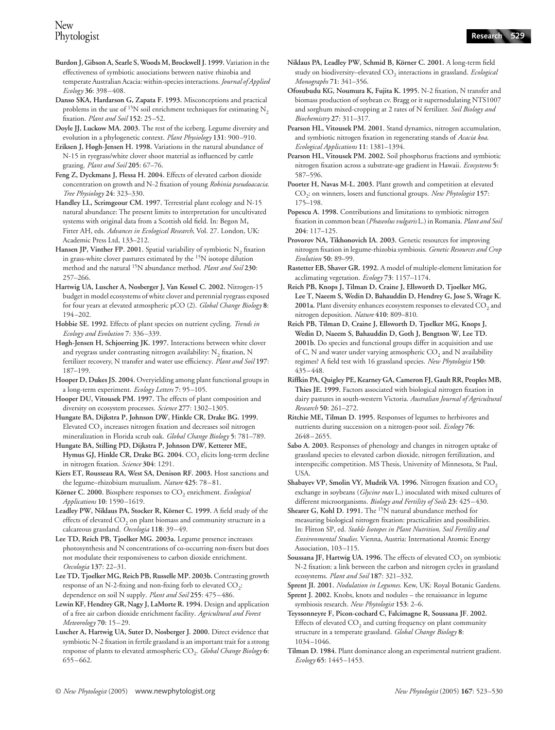**Burdon J, Gibson A, Searle S, Woods M, Brockwell J. 1999.** Variation in the effectiveness of symbiotic associations between native rhizobia and temperate Australian Acacia: within-species interactions. *Journal of Applied Ecology* **36**: 398–408.

**Danso SKA, Hardarson G, Zapata F. 1993.** Misconceptions and practical problems in the use of $^{15}N$ soil enrichment techniques for estimating $N_2$ fixation. *Plant and Soil* **152**: 25–52.

**Doyle JJ, Luckow MA. 2003.** The rest of the iceberg. Legume diversity and evolution in a phylogenetic context. *Plant Physiology* **131**: 900–910.

**Eriksen J, Høgh-Jensen H. 1998.** Variations in the natural abundance of N-15 in ryegrass/white clover shoot material as influenced by cattle grazing. *Plant and Soil* **205**: 67–76.

**Feng Z, Dyckmans J, Flessa H. 2004.** Effects of elevated carbon dioxide concentration on growth and N-2 fixation of young *Robinia pseudoacacia*. *Tree Physiology* **24**: 323–330.

**Handley LL, Scrimgeour CM. 1997.** Terrestrial plant ecology and N-15 natural abundance: The present limits to interpretation for uncultivated systems with original data from a Scottish old field. In: Begon M, Fitter AH, eds. *Advances in Ecological Research*, Vol. 27. London, UK: Academic Press Ltd, 133–212.

**Hansen JP, Vinther FP. 2001.** Spatial variability of symbiotic $N_2$ fixation in grass-white clover pastures estimated by the $^{15}N$ isotope dilution method and the natural $^{15}N$ abundance method. *Plant and Soil* **230**: 257–266.

**Hartwig UA, Luscher A, Nosberger J, Van Kessel C. 2002.** Nitrogen-15 budget in model ecosystems of white clover and perennial ryegrass exposed for four years at elevated atmospheric pCO (2). *Global Change Biology* **8**: 194–202.

**Hobbie SE. 1992.** Effects of plant species on nutrient cycling. *Trends in Ecology and Evolution* **7**: 336–339.

**Høgh-Jensen H, Schjoerring JK. 1997.** Interactions between white clover and ryegrass under contrasting nitrogen availability: $N_2$ fixation, N fertilizer recovery, N transfer and water use efficiency. *Plant and Soil* **197**: 187–199.

**Hooper D, Dukes JS. 2004.** Overyielding among plant functional groups in a long-term experiment. *Ecology Letters* **7**: 95–105.

**Hooper DU, Vitousek PM. 1997.** The effects of plant composition and diversity on ecosystem processes. *Science* **277**: 1302–1305.

**Hungate BA, Dijkstra P, Johnson DW, Hinkle CR, Drake BG. 1999.** Elevated $CO_2$ increases nitrogen fixation and decreases soil nitrogen mineralization in Florida scrub oak. *Global Change Biology* **5**: 781–789.

**Hungate BA, Stilling PD, Dijkstra P, Johnson DW, Ketterer ME, Hymus GJ, Hinkle CR, Drake BG. 2004.** $CO_2$ elicits long-term decline in nitrogen fixation. *Science* **304**: 1291.

**Kiers ET, Rousseau RA, West SA, Denison RF. 2003.** Host sanctions and the legume–rhizobium mutualism. *Nature* **425**: 78–81.

**Körner C. 2000.** Biosphere responses to $CO_2$ enrichment. *Ecological Applications* **10**: 1590–1619.

**Leadley PW, Niklaus PA, Stocker R, Körner C. 1999.** A field study of the effects of elevated $CO_2$ on plant biomass and community structure in a calcareous grassland. *Oecologia* **118**: 39–49.

**Lee TD, Reich PB, Tjoelker MG. 2003a.** Legume presence increases photosynthesis and N concentrations of co-occurring non-fixers but does not modulate their responsiveness to carbon dioxide enrichment. *Oecologia* **137**: 22–31.

**Lee TD, Tjoelker MG, Reich PB, Russelle MP. 2003b.** Contrasting growth response of an N-2-fixing and non-fixing forb to elevated $CO_2$: dependence on soil N supply. *Plant and Soil* **255**: 475–486.

**Lewin KF, Hendrey GR, Nagy J, LaMorte R. 1994.** Design and application of a free air carbon dioxide enrichment facility. *Agricultural and Forest Meteorology* **70**: 15–29.

**Luscher A, Hartwig UA, Suter D, Nosberger J. 2000.** Direct evidence that symbiotic N-2 fixation in fertile grassland is an important trait for a strong response of plants to elevated atmospheric $CO_2$. *Global Change Biology* **6**: 655–662.

**Niklaus PA, Leadley PW, Schmid B, Körner C. 2001.** A long-term field study on biodiversity–elevated $CO_2$ interactions in grassland. *Ecological Monographs* **71**: 341–356.

**Ofosubudu KG, Noumura K, Fujita K. 1995.** N-2 fixation, N transfer and biomass production of soybean cv. Bragg or it supernodulating NTS1007 and sorghum mixed-cropping at 2 rates of N fertilizer. *Soil Biology and Biochemistry* **27**: 311–317.

**Pearson HL, Vitousek PM. 2001.** Stand dynamics, nitrogen accumulation, and symbiotic nitrogen fixation in regenerating stands of *Acacia koa*. *Ecological Applications* **11**: 1381–1394.

**Pearson HL, Vitousek PM. 2002.** Soil phosphorus fractions and symbiotic nitrogen fixation across a substrate-age gradient in Hawaii. *Ecosystems* **5**: 587–596.

**Poorter H, Navas M-L. 2003.** Plant growth and competition at elevated $CO_2$: on winners, losers and functional groups. *New Phytologist* **157**: 175–198.

**Popescu A. 1998.** Contributions and limitations to symbiotic nitrogen fixation in common bean (*Phaseolus vulgaris* L.) in Romania. *Plant and Soil* **204**: 117–125.

**Provorov NA, Tikhonovich IA. 2003.** Genetic resources for improving nitrogen fixation in legume-rhizobia symbiosis. *Genetic Resources and Crop Evolution* **50**: 89–99.

**Rastetter EB, Shaver GR. 1992.** A model of multiple-element limitation for acclimating vegetation. *Ecology* **73**: 1157–1174.

**Reich PB, Knops J, Tilman D, Craine J, Ellsworth D, Tjoelker MG, Lee T, Naeem S, Wedin D, Bahauddin D, Hendrey G, Jose S, Wrage K. 2001a.** Plant diversity enhances ecosystem responses to elevated $CO_2$ and nitrogen deposition. *Nature* **410**: 809–810.

**Reich PB, Tilman D, Craine J, Ellsworth D, Tjoelker MG, Knops J, Wedin D, Naeem S, Bahauddin D, Goth J, Bengtson W, Lee TD. 2001b.** Do species and functional groups differ in acquisition and use of C, N and water under varying atmospheric $CO_2$ and N availability regimes? A field test with 16 grassland species. *New Phytologist* **150**: 435–448.

**Rifffkin PA, Quigley PE, Kearney GA, Cameron FJ, Gault RR, Peoples MB, Thies JE. 1999.** Factors associated with biological nitrogen fixation in dairy pastures in south-western Victoria. *Australian Journal of Agricultural Research* **50**: 261–272.

**Ritchie ME, Tilman D. 1995.** Responses of legumes to herbivores and nutrients during succession on a nitrogen-poor soil. *Ecology* **76**: 2648–2655.

**Sabo A. 2003.** Responses of phenology and changes in nitrogen uptake of grassland species to elevated carbon dioxide, nitrogen fertilization, and interspecific competition. MS Thesis, University of Minnesota, St Paul, USA.

**Shabayev VP, Smolin VY, Mudrik VA. 1996.** Nitrogen fixation and $CO_2$ exchange in soybeans (*Glycine max* L.) inoculated with mixed cultures of different microorganisms. *Biology and Fertility of Soils* **23**: 425–430.

**Shearer G, Kohl D. 1991.** The $^{15}N$ natural abundance method for measuring biological nitrogen fixation: practicalities and possibilities. In: Flitton SP, ed. *Stable Isotopes in Plant Nutrition, Soil Fertility and Environmental Studies.* Vienna, Austria: International Atomic Energy Association, 103–115.

**Soussana JF, Hartwig UA. 1996.** The effects of elevated $CO_2$ on symbiotic N-2 fixation: a link between the carbon and nitrogen cycles in grassland ecosystems. *Plant and Soil* **187**: 321–332.

**Sprent JI. 2001.** *Nodulation in Legumes*. Kew, UK: Royal Botanic Gardens.

**Sprent J. 2002.** Knobs, knots and nodules – the renaissance in legume symbiosis research. *New Phytologist* **153**: 2–6.

**Teyssonneyre F, Picon-cochard C, Falcimagne R, Soussana JF. 2002.** Effects of elevated $CO_2$ and cutting frequency on plant community structure in a temperate grassland. *Global Change Biology* **8**: 1034–1046.

**Tilman D. 1984.** Plant dominance along an experimental nutrient gradient. *Ecology* **65**: 1445–1453.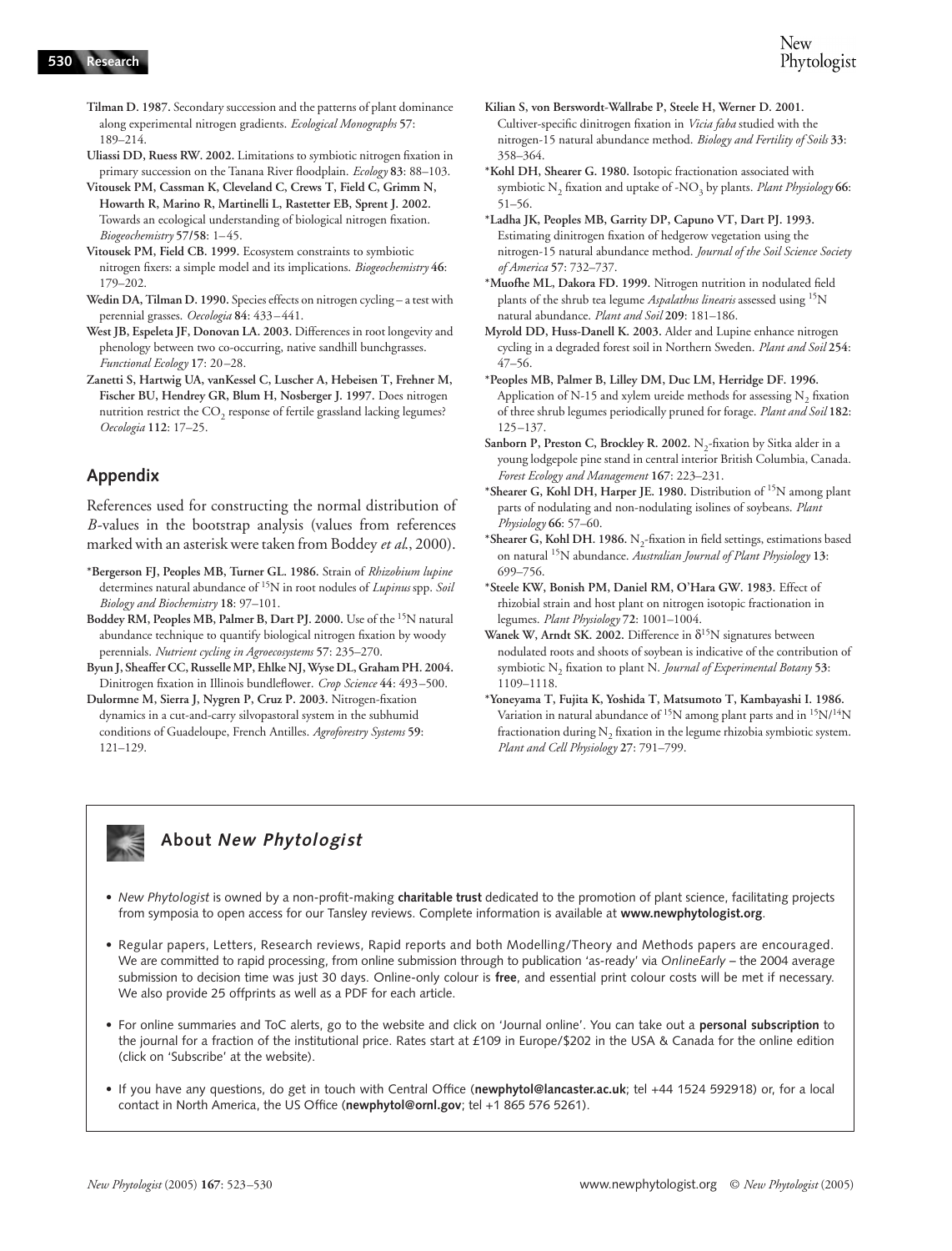**Tilman D. 1987.** Secondary succession and the patterns of plant dominance along experimental nitrogen gradients. *Ecological Monographs* **57**: 189–214.

**Uliassi DD, Ruess RW. 2002.** Limitations to symbiotic nitrogen fixation in primary succession on the Tanana River floodplain. *Ecology* **83**: 88–103.

**Vitousek PM, Cassman K, Cleveland C, Crews T, Field C, Grimm N, Howarth R, Marino R, Martinelli L, Rastetter EB, Sprent J. 2002.** Towards an ecological understanding of biological nitrogen fixation. *Biogeochemistry* **57/58**: 1–45.

**Vitousek PM, Field CB. 1999.** Ecosystem constraints to symbiotic nitrogen fixers: a simple model and its implications. *Biogeochemistry* **46**: 179–202.

**Wedin DA, Tilman D. 1990.** Species effects on nitrogen cycling – a test with perennial grasses. *Oecologia* **84**: 433–441.

**West JB, Espeleta JF, Donovan LA. 2003.** Differences in root longevity and phenology between two co-occurring, native sandhill bunchgrasses. *Functional Ecology* **17**: 20–28.

**Zanetti S, Hartwig UA, vanKessel C, Luscher A, Hebeisen T, Frehner M, Fischer BU, Hendrey GR, Blum H, Nosberger J. 1997.** Does nitrogen nutrition restrict the $CO_2$ response of fertile grassland lacking legumes? *Oecologia* **112**: 17–25.

## Appendix

References used for constructing the normal distribution of *B*-values in the bootstrap analysis (values from references marked with an asterisk were taken from Boddey *et al.*, 2000).

***Bergerson FJ, Peoples MB, Turner GL. 1986.** Strain of *Rhizobium lupine* determines natural abundance of $^{15}N$ in root nodules of *Lupinus* spp. *Soil Biology and Biochemistry* **18**: 97–101.

**Boddey RM, Peoples MB, Palmer B, Dart PJ. 2000.** Use of the $^{15}N$ natural abundance technique to quantify biological nitrogen fixation by woody perennials. *Nutrient cycling in Agroecosystems* **57**: 235–270.

**Byun J, Sheaffer CC, Russelle MP, Ehlke NJ, Wyse DL, Graham PH. 2004.** Dinitrogen fixation in Illinois bundleflower. *Crop Science* **44**: 493–500.

**Dulormne M, Sierra J, Nygren P, Cruz P. 2003.** Nitrogen-fixation dynamics in a cut-and-carry silvopastoral system in the subhumid conditions of Guadeloupe, French Antilles. *Agroforestry Systems* **59**: 121–129.

**Kilian S, von Berswordt-Wallrabe P, Steele H, Werner D. 2001.** Cultiver-specific dinitrogen fixation in *Vicia faba* studied with the nitrogen-15 natural abundance method. *Biology and Fertility of Soils* **33**: 358–364.

***Kohl DH, Shearer G. 1980.** Isotopic fractionation associated with symbiotic $N_2$ fixation and uptake of -$NO_3$ by plants. *Plant Physiology* **66**: 51–56.

***Ladha JK, Peoples MB, Garrity DP, Capuno VT, Dart PJ. 1993.** Estimating dinitrogen fixation of hedgerow vegetation using the nitrogen-15 natural abundance method. *Journal of the Soil Science Society of America* **57**: 732–737.

***Muofhe ML, Dakora FD. 1999.** Nitrogen nutrition in nodulated field plants of the shrub tea legume *Aspalathus linearis* assessed using $^{15}N$ natural abundance. *Plant and Soil* **209**: 181–186.

**Myrold DD, Huss-Danell K. 2003.** Alder and Lupine enhance nitrogen cycling in a degraded forest soil in Northern Sweden. *Plant and Soil* **254**: 47–56.

***Peoples MB, Palmer B, Lilley DM, Duc LM, Herridge DF. 1996.** Application of N-15 and xylem ureide methods for assessing $N_2$ fixation of three shrub legumes periodically pruned for forage. *Plant and Soil* **182**: 125–137.

**Sanborn P, Preston C, Brockley R. 2002.** $N_2$-fixation by Sitka alder in a young lodgepole pine stand in central interior British Columbia, Canada. *Forest Ecology and Management* **167**: 223–231.

***Shearer G, Kohl DH, Harper JE. 1980.** Distribution of $^{15}N$ among plant parts of nodulating and non-nodulating isolines of soybeans. *Plant Physiology* **66**: 57–60.

***Shearer G, Kohl DH. 1986.** $N_2$-fixation in field settings, estimations based on natural $^{15}N$ abundance. *Australian Journal of Plant Physiology* **13**: 699–756.

***Steele KW, Bonish PM, Daniel RM, O'Hara GW. 1983.** Effect of rhizobial strain and host plant on nitrogen isotopic fractionation in legumes. *Plant Physiology* **72**: 1001–1004.

**Wanek W, Arndt SK. 2002.** Difference in $\delta^{15}N$ signatures between nodulated roots and shoots of soybean is indicative of the contribution of symbiotic $N_2$ fixation to plant N. *Journal of Experimental Botany* **53**: 1109–1118.

***Yoneyama T, Fujita K, Yoshida T, Matsumoto T, Kambayashi I. 1986.** Variation in natural abundance of $^{15}N$ among plant parts and in $^{15}N/^{14}N$ fractionation during $N_2$ fixation in the legume rhizobia symbiotic system. *Plant and Cell Physiology* **27**: 791–799.

## About *New Phytologist*

- *New Phytologist* is owned by a non-profit-making **charitable trust** dedicated to the promotion of plant science, facilitating projects from symposia to open access for our Tansley reviews. Complete information is available at **www.newphytologist.org**.
- Regular papers, Letters, Research reviews, Rapid reports and both Modelling/Theory and Methods papers are encouraged. We are committed to rapid processing, from online submission through to publication 'as-ready' via *OnlineEarly* – the 2004 average submission to decision time was just 30 days. Online-only colour is **free**, and essential print colour costs will be met if necessary. We also provide 25 offprints as well as a PDF for each article.
- For online summaries and ToC alerts, go to the website and click on 'Journal online'. You can take out a **personal subscription** to the journal for a fraction of the institutional price. Rates start at £109 in Europe/$202 in the USA & Canada for the online edition (click on 'Subscribe' at the website).
- If you have any questions, do get in touch with Central Office (**newphytol@lancaster.ac.uk**; tel +44 1524 592918) or, for a local contact in North America, the US Office (**newphytol@ornl.gov**; tel +1 865 576 5261).